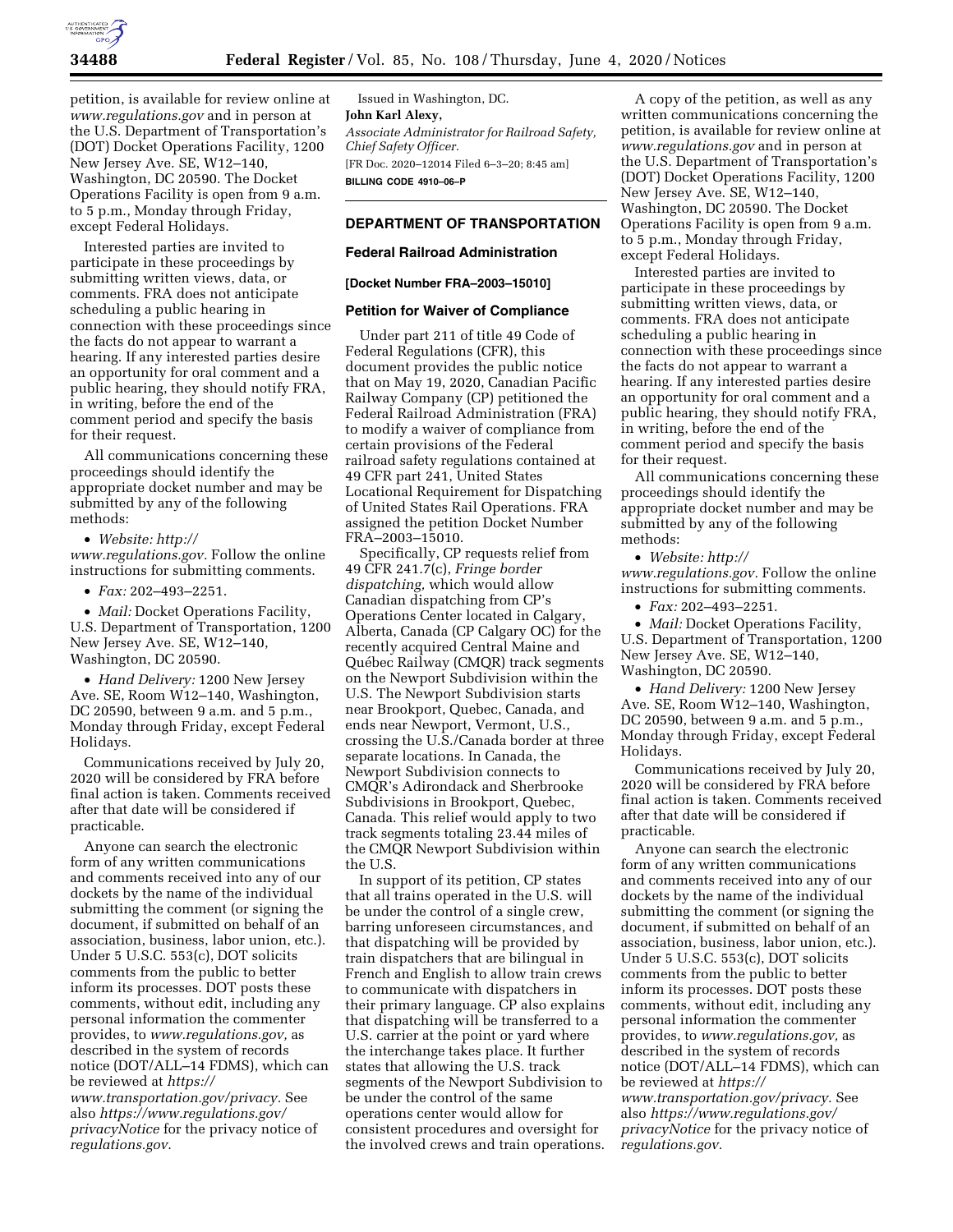petition, is available for review online at *www.regulations.gov* and in person at the U.S. Department of Transportation's (DOT) Docket Operations Facility, 1200 New Jersey Ave. SE, W12–140, Washington, DC 20590. The Docket Operations Facility is open from 9 a.m. to 5 p.m., Monday through Friday, except Federal Holidays.

Interested parties are invited to participate in these proceedings by submitting written views, data, or comments. FRA does not anticipate scheduling a public hearing in connection with these proceedings since the facts do not appear to warrant a hearing. If any interested parties desire an opportunity for oral comment and a public hearing, they should notify FRA, in writing, before the end of the comment period and specify the basis for their request.

All communications concerning these proceedings should identify the appropriate docket number and may be submitted by any of the following methods:

- *Website: http://www.regulations.gov.* Follow the online instructions for submitting comments.
- *Fax:* 202–493–2251.
- *Mail:* Docket Operations Facility, U.S. Department of Transportation, 1200 New Jersey Ave. SE, W12–140, Washington, DC 20590.
- *Hand Delivery:* 1200 New Jersey Ave. SE, Room W12–140, Washington, DC 20590, between 9 a.m. and 5 p.m., Monday through Friday, except Federal Holidays.

Communications received by July 20, 2020 will be considered by FRA before final action is taken. Comments received after that date will be considered if practicable.

Anyone can search the electronic form of any written communications and comments received into any of our dockets by the name of the individual submitting the comment (or signing the document, if submitted on behalf of an association, business, labor union, etc.). Under 5 U.S.C. 553(c), DOT solicits comments from the public to better inform its processes. DOT posts these comments, without edit, including any personal information the commenter provides, to *www.regulations.gov,* as described in the system of records notice (DOT/ALL–14 FDMS), which can be reviewed at *https://www.transportation.gov/privacy.* See also *https://www.regulations.gov/privacyNotice* for the privacy notice of *regulations.gov.*

Issued in Washington, DC.

**John Karl Alexy,**

*Associate Administrator for Railroad Safety, Chief Safety Officer.*

[FR Doc. 2020–12014 Filed 6–3–20; 8:45 am]

**BILLING CODE 4910–06–P**

## DEPARTMENT OF TRANSPORTATION

### Federal Railroad Administration

**[Docket Number FRA–2003–15010]**

### Petition for Waiver of Compliance

Under part 211 of title 49 Code of Federal Regulations (CFR), this document provides the public notice that on May 19, 2020, Canadian Pacific Railway Company (CP) petitioned the Federal Railroad Administration (FRA) to modify a waiver of compliance from certain provisions of the Federal railroad safety regulations contained at 49 CFR part 241, United States Locational Requirement for Dispatching of United States Rail Operations. FRA assigned the petition Docket Number FRA–2003–15010.

Specifically, CP requests relief from 49 CFR 241.7(c), *Fringe border dispatching,* which would allow Canadian dispatching from CP's Operations Center located in Calgary, Alberta, Canada (CP Calgary OC) for the recently acquired Central Maine and Québec Railway (CMQR) track segments on the Newport Subdivision within the U.S. The Newport Subdivision starts near Brookport, Quebec, Canada, and ends near Newport, Vermont, U.S., crossing the U.S./Canada border at three separate locations. In Canada, the Newport Subdivision connects to CMQR's Adirondack and Sherbrooke Subdivisions in Brookport, Quebec, Canada. This relief would apply to two track segments totaling 23.44 miles of the CMQR Newport Subdivision within the U.S.

In support of its petition, CP states that all trains operated in the U.S. will be under the control of a single crew, barring unforeseen circumstances, and that dispatching will be provided by train dispatchers that are bilingual in French and English to allow train crews to communicate with dispatchers in their primary language. CP also explains that dispatching will be transferred to a U.S. carrier at the point or yard where the interchange takes place. It further states that allowing the U.S. track segments of the Newport Subdivision to be under the control of the same operations center would allow for consistent procedures and oversight for the involved crews and train operations.

A copy of the petition, as well as any written communications concerning the petition, is available for review online at *www.regulations.gov* and in person at the U.S. Department of Transportation's (DOT) Docket Operations Facility, 1200 New Jersey Ave. SE, W12–140, Washington, DC 20590. The Docket Operations Facility is open from 9 a.m. to 5 p.m., Monday through Friday, except Federal Holidays.

Interested parties are invited to participate in these proceedings by submitting written views, data, or comments. FRA does not anticipate scheduling a public hearing in connection with these proceedings since the facts do not appear to warrant a hearing. If any interested parties desire an opportunity for oral comment and a public hearing, they should notify FRA, in writing, before the end of the comment period and specify the basis for their request.

All communications concerning these proceedings should identify the appropriate docket number and may be submitted by any of the following methods:

- *Website: http://www.regulations.gov.* Follow the online instructions for submitting comments.
- *Fax:* 202–493–2251.
- *Mail:* Docket Operations Facility, U.S. Department of Transportation, 1200 New Jersey Ave. SE, W12–140, Washington, DC 20590.
- *Hand Delivery:* 1200 New Jersey Ave. SE, Room W12–140, Washington, DC 20590, between 9 a.m. and 5 p.m., Monday through Friday, except Federal Holidays.

Communications received by July 20, 2020 will be considered by FRA before final action is taken. Comments received after that date will be considered if practicable.

Anyone can search the electronic form of any written communications and comments received into any of our dockets by the name of the individual submitting the comment (or signing the document, if submitted on behalf of an association, business, labor union, etc.). Under 5 U.S.C. 553(c), DOT solicits comments from the public to better inform its processes. DOT posts these comments, without edit, including any personal information the commenter provides, to *www.regulations.gov,* as described in the system of records notice (DOT/ALL–14 FDMS), which can be reviewed at *https://www.transportation.gov/privacy.* See also *https://www.regulations.gov/privacyNotice* for the privacy notice of *regulations.gov.*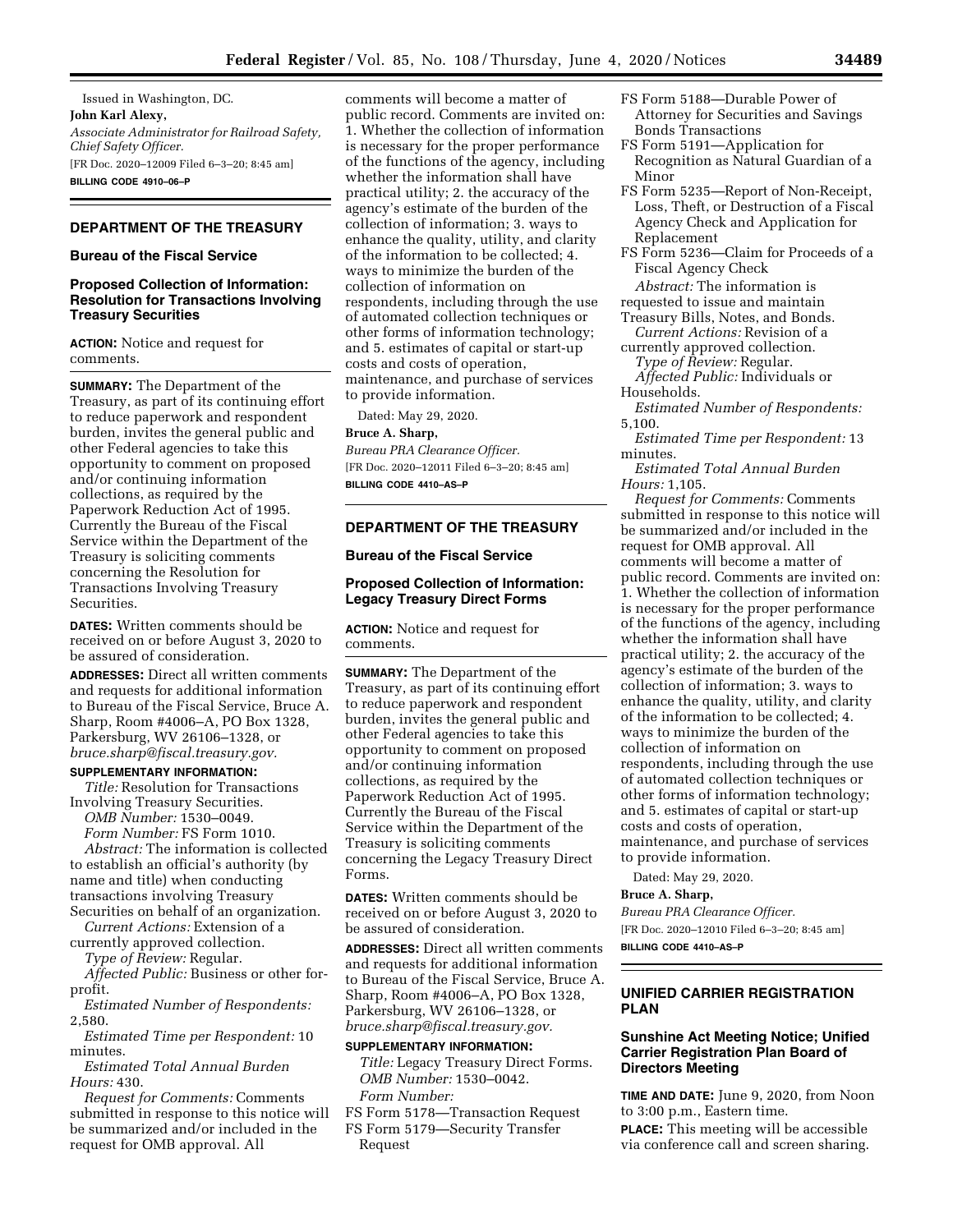Issued in Washington, DC.

**John Karl Alexy,**

*Associate Administrator for Railroad Safety, Chief Safety Officer.*

[FR Doc. 2020–12009 Filed 6–3–20; 8:45 am]

**BILLING CODE 4910–06–P**

## DEPARTMENT OF THE TREASURY

### Bureau of the Fiscal Service

### Proposed Collection of Information: Resolution for Transactions Involving Treasury Securities

**ACTION:** Notice and request for comments.

**SUMMARY:** The Department of the Treasury, as part of its continuing effort to reduce paperwork and respondent burden, invites the general public and other Federal agencies to take this opportunity to comment on proposed and/or continuing information collections, as required by the Paperwork Reduction Act of 1995. Currently the Bureau of the Fiscal Service within the Department of the Treasury is soliciting comments concerning the Resolution for Transactions Involving Treasury Securities.

**DATES:** Written comments should be received on or before August 3, 2020 to be assured of consideration.

**ADDRESSES:** Direct all written comments and requests for additional information to Bureau of the Fiscal Service, Bruce A. Sharp, Room #4006–A, PO Box 1328, Parkersburg, WV 26106–1328, or *bruce.sharp@fiscal.treasury.gov.*

**SUPPLEMENTARY INFORMATION:**

*Title:* Resolution for Transactions Involving Treasury Securities.

*OMB Number:* 1530–0049.

*Form Number:* FS Form 1010.

*Abstract:* The information is collected to establish an official's authority (by name and title) when conducting transactions involving Treasury Securities on behalf of an organization.

*Current Actions:* Extension of a currently approved collection.

*Type of Review:* Regular.

*Affected Public:* Business or other for-profit.

*Estimated Number of Respondents:* 2,580.

*Estimated Time per Respondent:* 10 minutes.

*Estimated Total Annual Burden Hours:* 430.

*Request for Comments:* Comments submitted in response to this notice will be summarized and/or included in the request for OMB approval. All comments will become a matter of public record. Comments are invited on: 1. Whether the collection of information is necessary for the proper performance of the functions of the agency, including whether the information shall have practical utility; 2. the accuracy of the agency's estimate of the burden of the collection of information; 3. ways to enhance the quality, utility, and clarity of the information to be collected; 4. ways to minimize the burden of the collection of information on respondents, including through the use of automated collection techniques or other forms of information technology; and 5. estimates of capital or start-up costs and costs of operation, maintenance, and purchase of services to provide information.

Dated: May 29, 2020.

**Bruce A. Sharp,**

*Bureau PRA Clearance Officer.*

[FR Doc. 2020–12011 Filed 6–3–20; 8:45 am]

**BILLING CODE 4410–AS–P**

## DEPARTMENT OF THE TREASURY

### Bureau of the Fiscal Service

### Proposed Collection of Information: Legacy Treasury Direct Forms

**ACTION:** Notice and request for comments.

**SUMMARY:** The Department of the Treasury, as part of its continuing effort to reduce paperwork and respondent burden, invites the general public and other Federal agencies to take this opportunity to comment on proposed and/or continuing information collections, as required by the Paperwork Reduction Act of 1995. Currently the Bureau of the Fiscal Service within the Department of the Treasury is soliciting comments concerning the Legacy Treasury Direct Forms.

**DATES:** Written comments should be received on or before August 3, 2020 to be assured of consideration.

**ADDRESSES:** Direct all written comments and requests for additional information to Bureau of the Fiscal Service, Bruce A. Sharp, Room #4006–A, PO Box 1328, Parkersburg, WV 26106–1328, or *bruce.sharp@fiscal.treasury.gov.*

**SUPPLEMENTARY INFORMATION:**

*Title:* Legacy Treasury Direct Forms.

*OMB Number:* 1530–0042.

*Form Number:*

FS Form 5178—Transaction Request

FS Form 5179—Security Transfer Request

FS Form 5188—Durable Power of Attorney for Securities and Savings Bonds Transactions

FS Form 5191—Application for Recognition as Natural Guardian of a Minor

FS Form 5235—Report of Non-Receipt, Loss, Theft, or Destruction of a Fiscal Agency Check and Application for Replacement

FS Form 5236—Claim for Proceeds of a Fiscal Agency Check

*Abstract:* The information is requested to issue and maintain Treasury Bills, Notes, and Bonds.

*Current Actions:* Revision of a currently approved collection.

*Type of Review:* Regular.

*Affected Public:* Individuals or Households.

*Estimated Number of Respondents:* 5,100.

*Estimated Time per Respondent:* 13 minutes.

*Estimated Total Annual Burden Hours:* 1,105.

*Request for Comments:* Comments submitted in response to this notice will be summarized and/or included in the request for OMB approval. All comments will become a matter of public record. Comments are invited on: 1. Whether the collection of information is necessary for the proper performance of the functions of the agency, including whether the information shall have practical utility; 2. the accuracy of the agency's estimate of the burden of the collection of information; 3. ways to enhance the quality, utility, and clarity of the information to be collected; 4. ways to minimize the burden of the collection of information on respondents, including through the use of automated collection techniques or other forms of information technology; and 5. estimates of capital or start-up costs and costs of operation, maintenance, and purchase of services to provide information.

Dated: May 29, 2020.

**Bruce A. Sharp,**

*Bureau PRA Clearance Officer.*

[FR Doc. 2020–12010 Filed 6–3–20; 8:45 am]

**BILLING CODE 4410–AS–P**

## UNIFIED CARRIER REGISTRATION PLAN

### Sunshine Act Meeting Notice; Unified Carrier Registration Plan Board of Directors Meeting

**TIME AND DATE:** June 9, 2020, from Noon to 3:00 p.m., Eastern time.

**PLACE:** This meeting will be accessible via conference call and screen sharing.